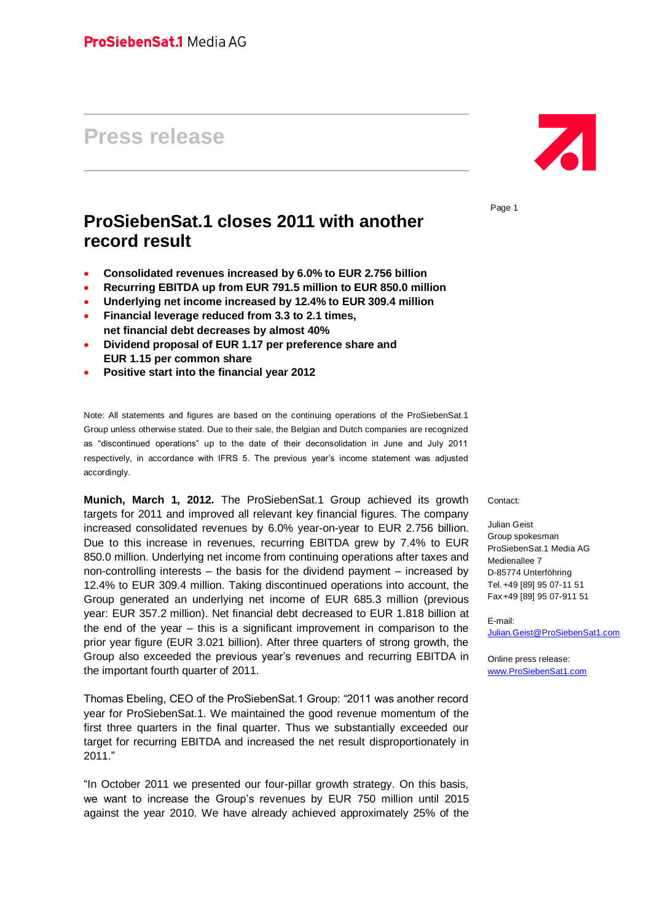ProSiebenSat.1 Media AG

# Press release

## ProSiebenSat.1 closes 2011 with another record result

- **Consolidated revenues increased by 6.0% to EUR 2.756 billion**
- **Recurring EBITDA up from EUR 791.5 million to EUR 850.0 million**
- **Underlying net income increased by 12.4% to EUR 309.4 million**
- **Financial leverage reduced from 3.3 to 2.1 times, net financial debt decreases by almost 40%**
- **Dividend proposal of EUR 1.17 per preference share and EUR 1.15 per common share**
- **Positive start into the financial year 2012**

Note: All statements and figures are based on the continuing operations of the ProSiebenSat.1 Group unless otherwise stated. Due to their sale, the Belgian and Dutch companies are recognized as "discontinued operations" up to the date of their deconsolidation in June and July 2011 respectively, in accordance with IFRS 5. The previous year's income statement was adjusted accordingly.

**Munich, March 1, 2012.** The ProSiebenSat.1 Group achieved its growth targets for 2011 and improved all relevant key financial figures. The company increased consolidated revenues by 6.0% year-on-year to EUR 2.756 billion. Due to this increase in revenues, recurring EBITDA grew by 7.4% to EUR 850.0 million. Underlying net income from continuing operations after taxes and non-controlling interests – the basis for the dividend payment – increased by 12.4% to EUR 309.4 million. Taking discontinued operations into account, the Group generated an underlying net income of EUR 685.3 million (previous year: EUR 357.2 million). Net financial debt decreased to EUR 1.818 billion at the end of the year – this is a significant improvement in comparison to the prior year figure (EUR 3.021 billion). After three quarters of strong growth, the Group also exceeded the previous year's revenues and recurring EBITDA in the important fourth quarter of 2011.

Thomas Ebeling, CEO of the ProSiebenSat.1 Group: "2011 was another record year for ProSiebenSat.1. We maintained the good revenue momentum of the first three quarters in the final quarter. Thus we substantially exceeded our target for recurring EBITDA and increased the net result disproportionately in 2011."

"In October 2011 we presented our four-pillar growth strategy. On this basis, we want to increase the Group's revenues by EUR 750 million until 2015 against the year 2010. We have already achieved approximately 25% of the

Contact:

Julian Geist
Group spokesman
ProSiebenSat.1 Media AG
Medienallee 7
D-85774 Unterföhring
Tel. +49 [89] 95 07-11 51
Fax +49 [89] 95 07-911 51

E-mail:
Julian.Geist@ProSiebenSat1.com

Online press release:
www.ProSiebenSat1.com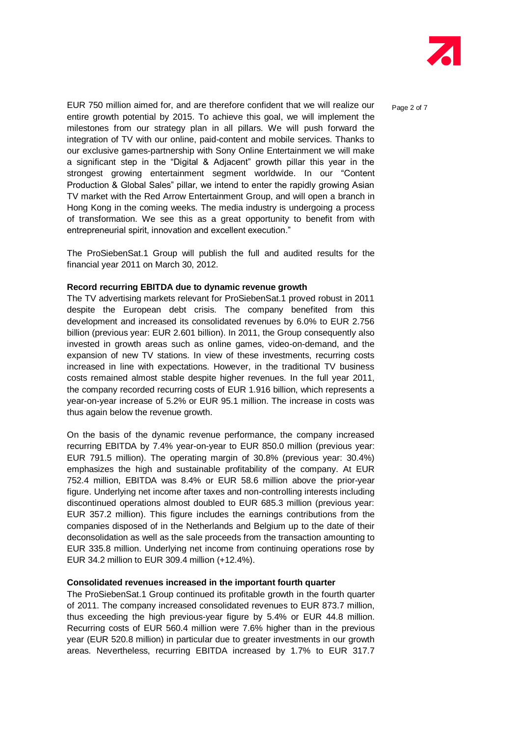EUR 750 million aimed for, and are therefore confident that we will realize our entire growth potential by 2015. To achieve this goal, we will implement the milestones from our strategy plan in all pillars. We will push forward the integration of TV with our online, paid-content and mobile services. Thanks to our exclusive games-partnership with Sony Online Entertainment we will make a significant step in the "Digital & Adjacent" growth pillar this year in the strongest growing entertainment segment worldwide. In our "Content Production & Global Sales" pillar, we intend to enter the rapidly growing Asian TV market with the Red Arrow Entertainment Group, and will open a branch in Hong Kong in the coming weeks. The media industry is undergoing a process of transformation. We see this as a great opportunity to benefit from with entrepreneurial spirit, innovation and excellent execution."

The ProSiebenSat.1 Group will publish the full and audited results for the financial year 2011 on March 30, 2012.

**Record recurring EBITDA due to dynamic revenue growth**

The TV advertising markets relevant for ProSiebenSat.1 proved robust in 2011 despite the European debt crisis. The company benefited from this development and increased its consolidated revenues by 6.0% to EUR 2.756 billion (previous year: EUR 2.601 billion). In 2011, the Group consequently also invested in growth areas such as online games, video-on-demand, and the expansion of new TV stations. In view of these investments, recurring costs increased in line with expectations. However, in the traditional TV business costs remained almost stable despite higher revenues. In the full year 2011, the company recorded recurring costs of EUR 1.916 billion, which represents a year-on-year increase of 5.2% or EUR 95.1 million. The increase in costs was thus again below the revenue growth.

On the basis of the dynamic revenue performance, the company increased recurring EBITDA by 7.4% year-on-year to EUR 850.0 million (previous year: EUR 791.5 million). The operating margin of 30.8% (previous year: 30.4%) emphasizes the high and sustainable profitability of the company. At EUR 752.4 million, EBITDA was 8.4% or EUR 58.6 million above the prior-year figure. Underlying net income after taxes and non-controlling interests including discontinued operations almost doubled to EUR 685.3 million (previous year: EUR 357.2 million). This figure includes the earnings contributions from the companies disposed of in the Netherlands and Belgium up to the date of their deconsolidation as well as the sale proceeds from the transaction amounting to EUR 335.8 million. Underlying net income from continuing operations rose by EUR 34.2 million to EUR 309.4 million (+12.4%).

**Consolidated revenues increased in the important fourth quarter**

The ProSiebenSat.1 Group continued its profitable growth in the fourth quarter of 2011. The company increased consolidated revenues to EUR 873.7 million, thus exceeding the high previous-year figure by 5.4% or EUR 44.8 million. Recurring costs of EUR 560.4 million were 7.6% higher than in the previous year (EUR 520.8 million) in particular due to greater investments in our growth areas. Nevertheless, recurring EBITDA increased by 1.7% to EUR 317.7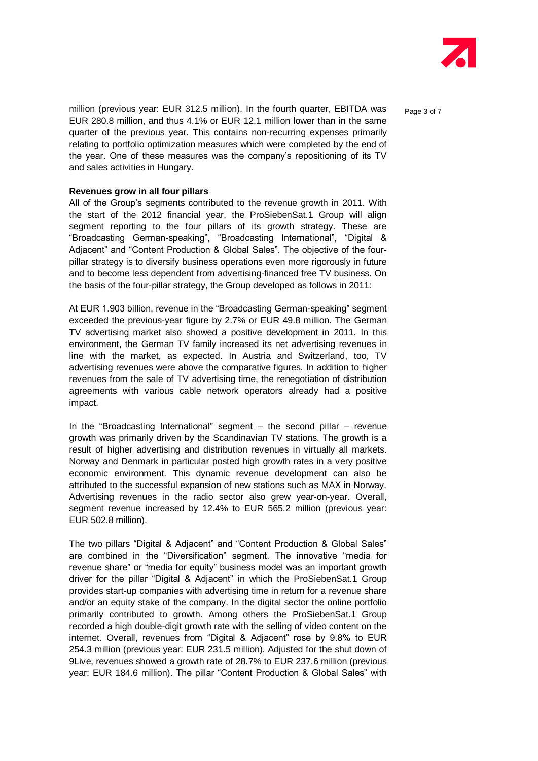million (previous year: EUR 312.5 million). In the fourth quarter, EBITDA was EUR 280.8 million, and thus 4.1% or EUR 12.1 million lower than in the same quarter of the previous year. This contains non-recurring expenses primarily relating to portfolio optimization measures which were completed by the end of the year. One of these measures was the company's repositioning of its TV and sales activities in Hungary.

**Revenues grow in all four pillars**

All of the Group's segments contributed to the revenue growth in 2011. With the start of the 2012 financial year, the ProSiebenSat.1 Group will align segment reporting to the four pillars of its growth strategy. These are "Broadcasting German-speaking", "Broadcasting International", "Digital & Adjacent" and "Content Production & Global Sales". The objective of the four-pillar strategy is to diversify business operations even more rigorously in future and to become less dependent from advertising-financed free TV business. On the basis of the four-pillar strategy, the Group developed as follows in 2011:

At EUR 1.903 billion, revenue in the "Broadcasting German-speaking" segment exceeded the previous-year figure by 2.7% or EUR 49.8 million. The German TV advertising market also showed a positive development in 2011. In this environment, the German TV family increased its net advertising revenues in line with the market, as expected. In Austria and Switzerland, too, TV advertising revenues were above the comparative figures. In addition to higher revenues from the sale of TV advertising time, the renegotiation of distribution agreements with various cable network operators already had a positive impact.

In the "Broadcasting International" segment – the second pillar – revenue growth was primarily driven by the Scandinavian TV stations. The growth is a result of higher advertising and distribution revenues in virtually all markets. Norway and Denmark in particular posted high growth rates in a very positive economic environment. This dynamic revenue development can also be attributed to the successful expansion of new stations such as MAX in Norway. Advertising revenues in the radio sector also grew year-on-year. Overall, segment revenue increased by 12.4% to EUR 565.2 million (previous year: EUR 502.8 million).

The two pillars "Digital & Adjacent" and "Content Production & Global Sales" are combined in the "Diversification" segment. The innovative "media for revenue share" or "media for equity" business model was an important growth driver for the pillar "Digital & Adjacent" in which the ProSiebenSat.1 Group provides start-up companies with advertising time in return for a revenue share and/or an equity stake of the company. In the digital sector the online portfolio primarily contributed to growth. Among others the ProSiebenSat.1 Group recorded a high double-digit growth rate with the selling of video content on the internet. Overall, revenues from "Digital & Adjacent" rose by 9.8% to EUR 254.3 million (previous year: EUR 231.5 million). Adjusted for the shut down of 9Live, revenues showed a growth rate of 28.7% to EUR 237.6 million (previous year: EUR 184.6 million). The pillar "Content Production & Global Sales" with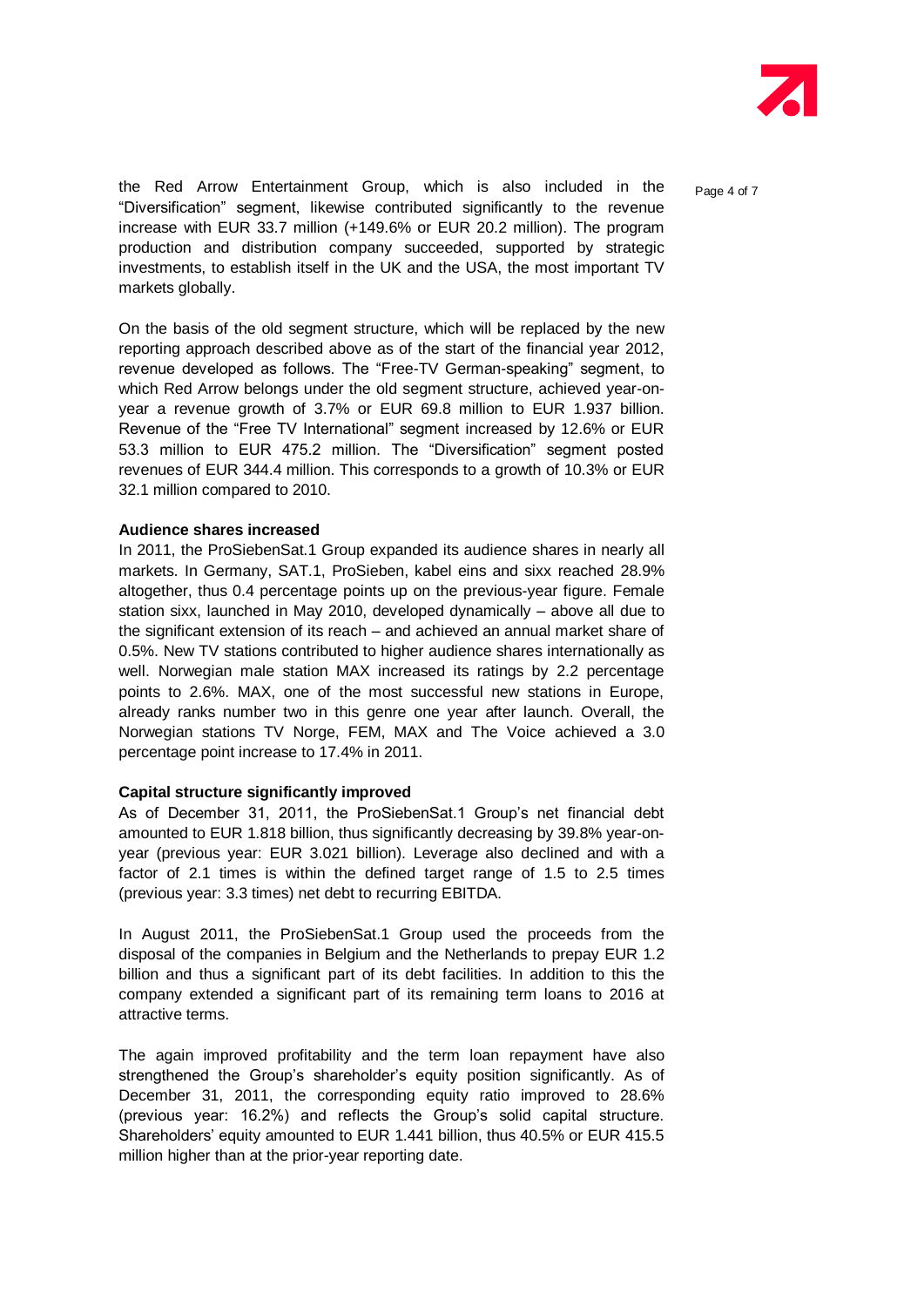the Red Arrow Entertainment Group, which is also included in the "Diversification" segment, likewise contributed significantly to the revenue increase with EUR 33.7 million (+149.6% or EUR 20.2 million). The program production and distribution company succeeded, supported by strategic investments, to establish itself in the UK and the USA, the most important TV markets globally.

On the basis of the old segment structure, which will be replaced by the new reporting approach described above as of the start of the financial year 2012, revenue developed as follows. The "Free-TV German-speaking" segment, to which Red Arrow belongs under the old segment structure, achieved year-on-year a revenue growth of 3.7% or EUR 69.8 million to EUR 1.937 billion. Revenue of the "Free TV International" segment increased by 12.6% or EUR 53.3 million to EUR 475.2 million. The "Diversification" segment posted revenues of EUR 344.4 million. This corresponds to a growth of 10.3% or EUR 32.1 million compared to 2010.

**Audience shares increased**

In 2011, the ProSiebenSat.1 Group expanded its audience shares in nearly all markets. In Germany, SAT.1, ProSieben, kabel eins and sixx reached 28.9% altogether, thus 0.4 percentage points up on the previous-year figure. Female station sixx, launched in May 2010, developed dynamically – above all due to the significant extension of its reach – and achieved an annual market share of 0.5%. New TV stations contributed to higher audience shares internationally as well. Norwegian male station MAX increased its ratings by 2.2 percentage points to 2.6%. MAX, one of the most successful new stations in Europe, already ranks number two in this genre one year after launch. Overall, the Norwegian stations TV Norge, FEM, MAX and The Voice achieved a 3.0 percentage point increase to 17.4% in 2011.

**Capital structure significantly improved**

As of December 31, 2011, the ProSiebenSat.1 Group's net financial debt amounted to EUR 1.818 billion, thus significantly decreasing by 39.8% year-on-year (previous year: EUR 3.021 billion). Leverage also declined and with a factor of 2.1 times is within the defined target range of 1.5 to 2.5 times (previous year: 3.3 times) net debt to recurring EBITDA.

In August 2011, the ProSiebenSat.1 Group used the proceeds from the disposal of the companies in Belgium and the Netherlands to prepay EUR 1.2 billion and thus a significant part of its debt facilities. In addition to this the company extended a significant part of its remaining term loans to 2016 at attractive terms.

The again improved profitability and the term loan repayment have also strengthened the Group's shareholder's equity position significantly. As of December 31, 2011, the corresponding equity ratio improved to 28.6% (previous year: 16.2%) and reflects the Group's solid capital structure. Shareholders' equity amounted to EUR 1.441 billion, thus 40.5% or EUR 415.5 million higher than at the prior-year reporting date.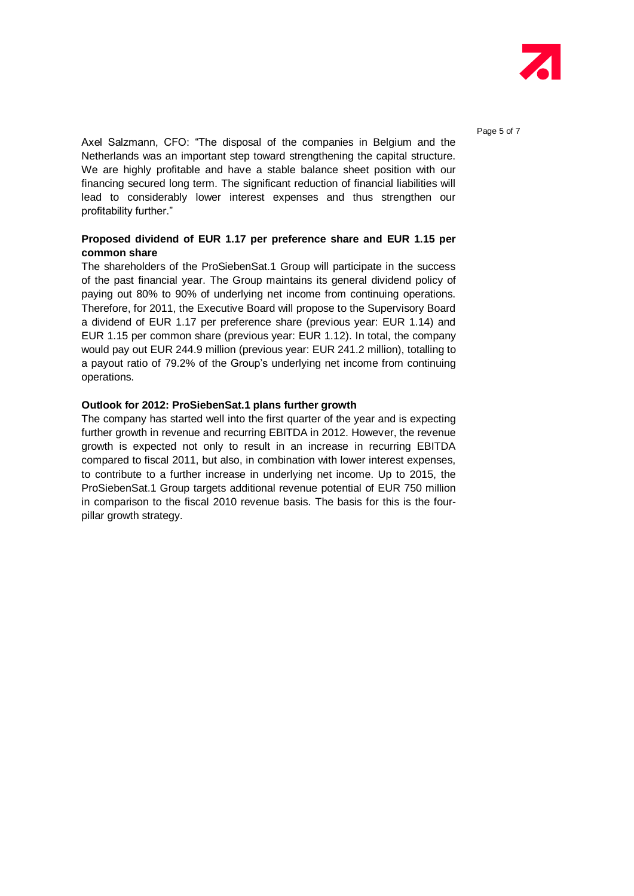Axel Salzmann, CFO: "The disposal of the companies in Belgium and the Netherlands was an important step toward strengthening the capital structure. We are highly profitable and have a stable balance sheet position with our financing secured long term. The significant reduction of financial liabilities will lead to considerably lower interest expenses and thus strengthen our profitability further."

**Proposed dividend of EUR 1.17 per preference share and EUR 1.15 per common share**

The shareholders of the ProSiebenSat.1 Group will participate in the success of the past financial year. The Group maintains its general dividend policy of paying out 80% to 90% of underlying net income from continuing operations. Therefore, for 2011, the Executive Board will propose to the Supervisory Board a dividend of EUR 1.17 per preference share (previous year: EUR 1.14) and EUR 1.15 per common share (previous year: EUR 1.12). In total, the company would pay out EUR 244.9 million (previous year: EUR 241.2 million), totalling to a payout ratio of 79.2% of the Group's underlying net income from continuing operations.

**Outlook for 2012: ProSiebenSat.1 plans further growth**

The company has started well into the first quarter of the year and is expecting further growth in revenue and recurring EBITDA in 2012. However, the revenue growth is expected not only to result in an increase in recurring EBITDA compared to fiscal 2011, but also, in combination with lower interest expenses, to contribute to a further increase in underlying net income. Up to 2015, the ProSiebenSat.1 Group targets additional revenue potential of EUR 750 million in comparison to the fiscal 2010 revenue basis. The basis for this is the four-pillar growth strategy.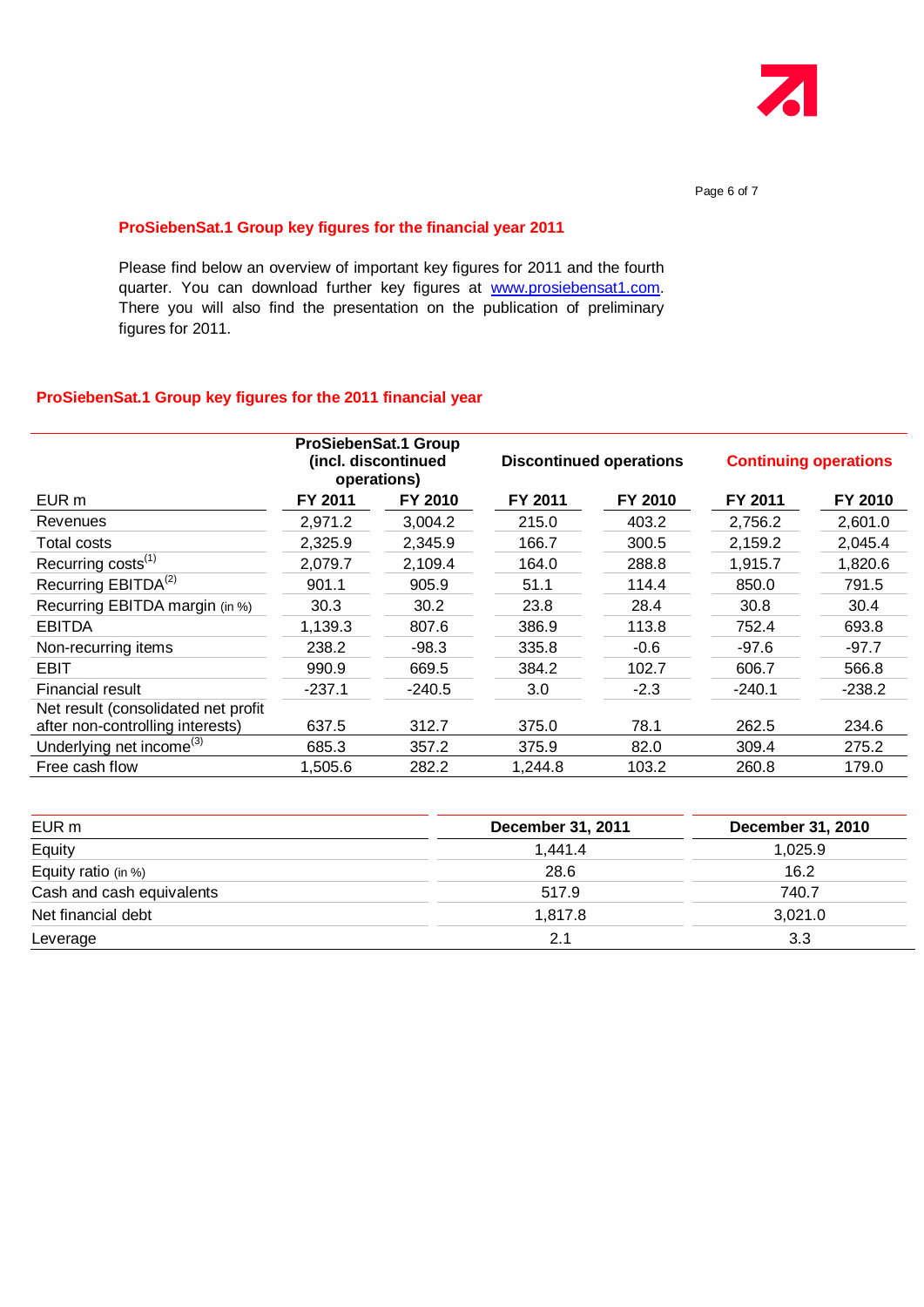## ProSiebenSat.1 Group key figures for the financial year 2011

Please find below an overview of important key figures for 2011 and the fourth quarter. You can download further key figures at www.prosiebensat1.com. There you will also find the presentation on the publication of preliminary figures for 2011.

### ProSiebenSat.1 Group key figures for the 2011 financial year

| | ProSiebenSat.1 Group (incl. discontinued operations) | | Discontinued operations | | Continuing operations | |
|---|---|---|---|---|---|---|
| EUR m | FY 2011 | FY 2010 | FY 2011 | FY 2010 | FY 2011 | FY 2010 |
| Revenues | 2,971.2 | 3,004.2 | 215.0 | 403.2 | 2,756.2 | 2,601.0 |
| Total costs | 2,325.9 | 2,345.9 | 166.7 | 300.5 | 2,159.2 | 2,045.4 |
| Recurring costs[1] | 2,079.7 | 2,109.4 | 164.0 | 288.8 | 1,915.7 | 1,820.6 |
| Recurring EBITDA[2] | 901.1 | 905.9 | 51.1 | 114.4 | 850.0 | 791.5 |
| Recurring EBITDA margin (in %) | 30.3 | 30.2 | 23.8 | 28.4 | 30.8 | 30.4 |
| EBITDA | 1,139.3 | 807.6 | 386.9 | 113.8 | 752.4 | 693.8 |
| Non-recurring items | 238.2 | -98.3 | 335.8 | -0.6 | -97.6 | -97.7 |
| EBIT | 990.9 | 669.5 | 384.2 | 102.7 | 606.7 | 566.8 |
| Financial result | -237.1 | -240.5 | 3.0 | -2.3 | -240.1 | -238.2 |
| Net result (consolidated net profit after non-controlling interests) | 637.5 | 312.7 | 375.0 | 78.1 | 262.5 | 234.6 |
| Underlying net income[3] | 685.3 | 357.2 | 375.9 | 82.0 | 309.4 | 275.2 |
| Free cash flow | 1,505.6 | 282.2 | 1,244.8 | 103.2 | 260.8 | 179.0 |

| EUR m | December 31, 2011 | December 31, 2010 |
|---|---|---|
| Equity | 1,441.4 | 1,025.9 |
| Equity ratio (in %) | 28.6 | 16.2 |
| Cash and cash equivalents | 517.9 | 740.7 |
| Net financial debt | 1,817.8 | 3,021.0 |
| Leverage | 2.1 | 3.3 |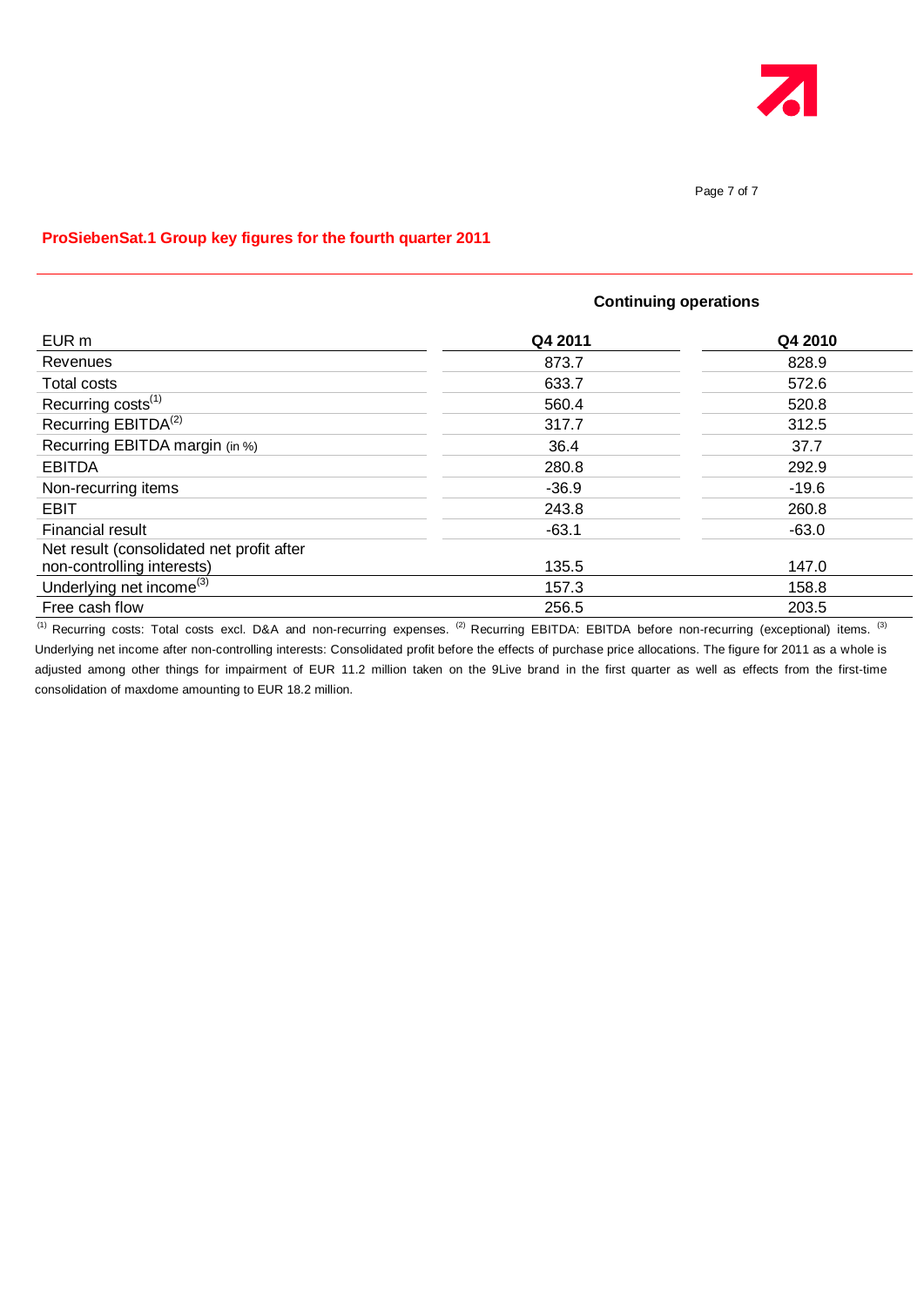## ProSiebenSat.1 Group key figures for the fourth quarter 2011

| | Continuing operations | |
|---|---|---|
| EUR m | Q4 2011 | Q4 2010 |
| Revenues | 873.7 | 828.9 |
| Total costs | 633.7 | 572.6 |
| Recurring costs[(1)] | 560.4 | 520.8 |
| Recurring EBITDA[(2)] | 317.7 | 312.5 |
| Recurring EBITDA margin (in %) | 36.4 | 37.7 |
| EBITDA | 280.8 | 292.9 |
| Non-recurring items | -36.9 | -19.6 |
| EBIT | 243.8 | 260.8 |
| Financial result | -63.1 | -63.0 |
| Net result (consolidated net profit after non-controlling interests) | 135.5 | 147.0 |
| Underlying net income[(3)] | 157.3 | 158.8 |
| Free cash flow | 256.5 | 203.5 |

[(1)] Recurring costs: Total costs excl. D&A and non-recurring expenses. [(2)] Recurring EBITDA: EBITDA before non-recurring (exceptional) items. [(3)] Underlying net income after non-controlling interests: Consolidated profit before the effects of purchase price allocations. The figure for 2011 as a whole is adjusted among other things for impairment of EUR 11.2 million taken on the 9Live brand in the first quarter as well as effects from the first-time consolidation of maxdome amounting to EUR 18.2 million.